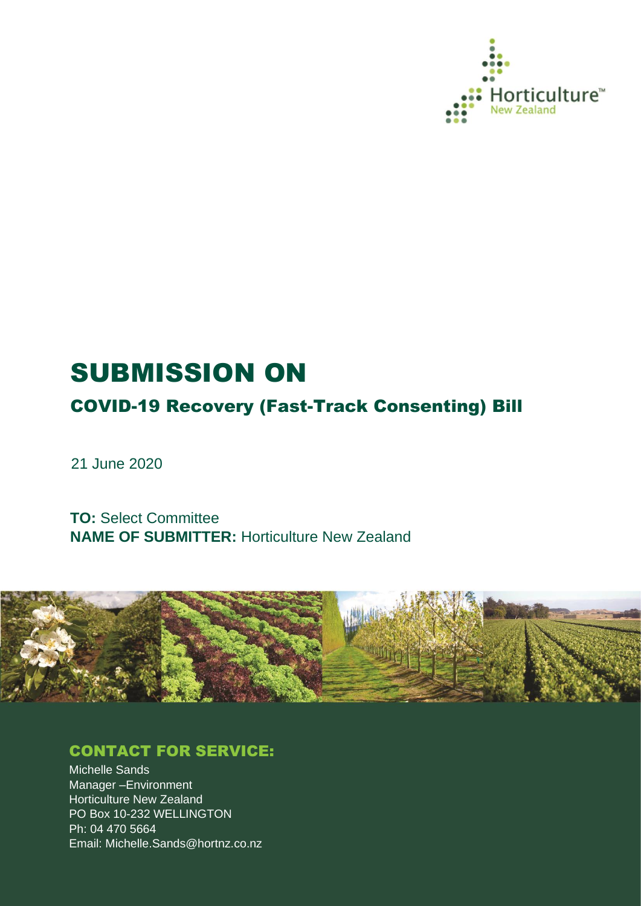Horticulture™
New Zealand

# SUBMISSION ON

## COVID-19 Recovery (Fast-Track Consenting) Bill

21 June 2020

**TO:** Select Committee
**NAME OF SUBMITTER:** Horticulture New Zealand

### CONTACT FOR SERVICE:

Michelle Sands
Manager –Environment
Horticulture New Zealand
PO Box 10-232 WELLINGTON
Ph: 04 470 5664
Email: Michelle.Sands@hortnz.co.nz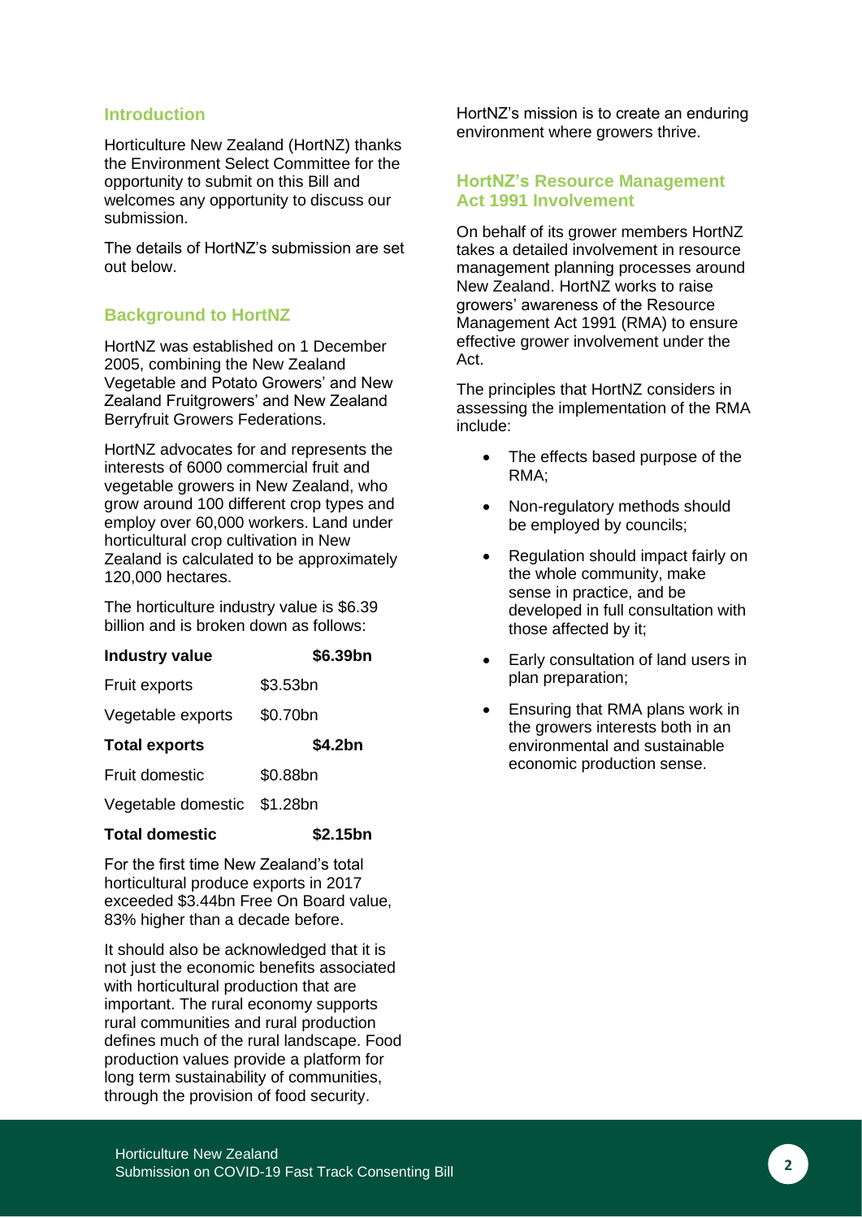## Introduction

Horticulture New Zealand (HortNZ) thanks the Environment Select Committee for the opportunity to submit on this Bill and welcomes any opportunity to discuss our submission.

The details of HortNZ's submission are set out below.

## Background to HortNZ

HortNZ was established on 1 December 2005, combining the New Zealand Vegetable and Potato Growers' and New Zealand Fruitgrowers' and New Zealand Berryfruit Growers Federations.

HortNZ advocates for and represents the interests of 6000 commercial fruit and vegetable growers in New Zealand, who grow around 100 different crop types and employ over 60,000 workers. Land under horticultural crop cultivation in New Zealand is calculated to be approximately 120,000 hectares.

The horticulture industry value is $6.39 billion and is broken down as follows:

| **Industry value** | | **$6.39bn** |
|---|---|---|
| Fruit exports | $3.53bn | |
| Vegetable exports | $0.70bn | |
| **Total exports** | | **$4.2bn** |
| Fruit domestic | $0.88bn | |
| Vegetable domestic | $1.28bn | |
| **Total domestic** | | **$2.15bn** |

For the first time New Zealand's total horticultural produce exports in 2017 exceeded $3.44bn Free On Board value, 83% higher than a decade before.

It should also be acknowledged that it is not just the economic benefits associated with horticultural production that are important. The rural economy supports rural communities and rural production defines much of the rural landscape. Food production values provide a platform for long term sustainability of communities, through the provision of food security.

HortNZ's mission is to create an enduring environment where growers thrive.

## HortNZ's Resource Management Act 1991 Involvement

On behalf of its grower members HortNZ takes a detailed involvement in resource management planning processes around New Zealand. HortNZ works to raise growers' awareness of the Resource Management Act 1991 (RMA) to ensure effective grower involvement under the Act.

The principles that HortNZ considers in assessing the implementation of the RMA include:

- The effects based purpose of the RMA;
- Non-regulatory methods should be employed by councils;
- Regulation should impact fairly on the whole community, make sense in practice, and be developed in full consultation with those affected by it;
- Early consultation of land users in plan preparation;
- Ensuring that RMA plans work in the growers interests both in an environmental and sustainable economic production sense.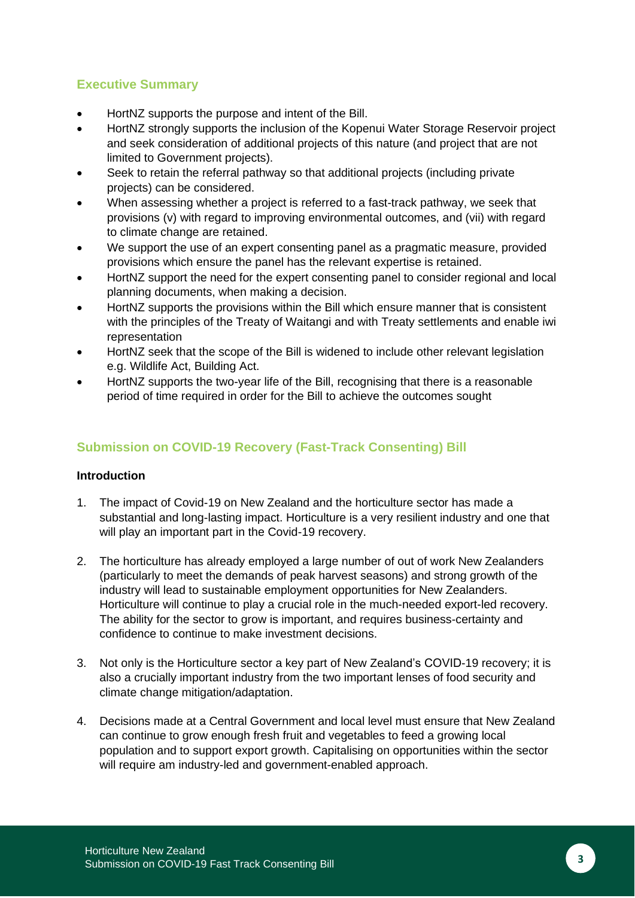## Executive Summary

- HortNZ supports the purpose and intent of the Bill.
- HortNZ strongly supports the inclusion of the Kopenui Water Storage Reservoir project and seek consideration of additional projects of this nature (and project that are not limited to Government projects).
- Seek to retain the referral pathway so that additional projects (including private projects) can be considered.
- When assessing whether a project is referred to a fast-track pathway, we seek that provisions (v) with regard to improving environmental outcomes, and (vii) with regard to climate change are retained.
- We support the use of an expert consenting panel as a pragmatic measure, provided provisions which ensure the panel has the relevant expertise is retained.
- HortNZ support the need for the expert consenting panel to consider regional and local planning documents, when making a decision.
- HortNZ supports the provisions within the Bill which ensure manner that is consistent with the principles of the Treaty of Waitangi and with Treaty settlements and enable iwi representation
- HortNZ seek that the scope of the Bill is widened to include other relevant legislation e.g. Wildlife Act, Building Act.
- HortNZ supports the two-year life of the Bill, recognising that there is a reasonable period of time required in order for the Bill to achieve the outcomes sought

## Submission on COVID-19 Recovery (Fast-Track Consenting) Bill

**Introduction**

1. The impact of Covid-19 on New Zealand and the horticulture sector has made a substantial and long-lasting impact. Horticulture is a very resilient industry and one that will play an important part in the Covid-19 recovery.

2. The horticulture has already employed a large number of out of work New Zealanders (particularly to meet the demands of peak harvest seasons) and strong growth of the industry will lead to sustainable employment opportunities for New Zealanders. Horticulture will continue to play a crucial role in the much-needed export-led recovery. The ability for the sector to grow is important, and requires business-certainty and confidence to continue to make investment decisions.

3. Not only is the Horticulture sector a key part of New Zealand's COVID-19 recovery; it is also a crucially important industry from the two important lenses of food security and climate change mitigation/adaptation.

4. Decisions made at a Central Government and local level must ensure that New Zealand can continue to grow enough fresh fruit and vegetables to feed a growing local population and to support export growth. Capitalising on opportunities within the sector will require am industry-led and government-enabled approach.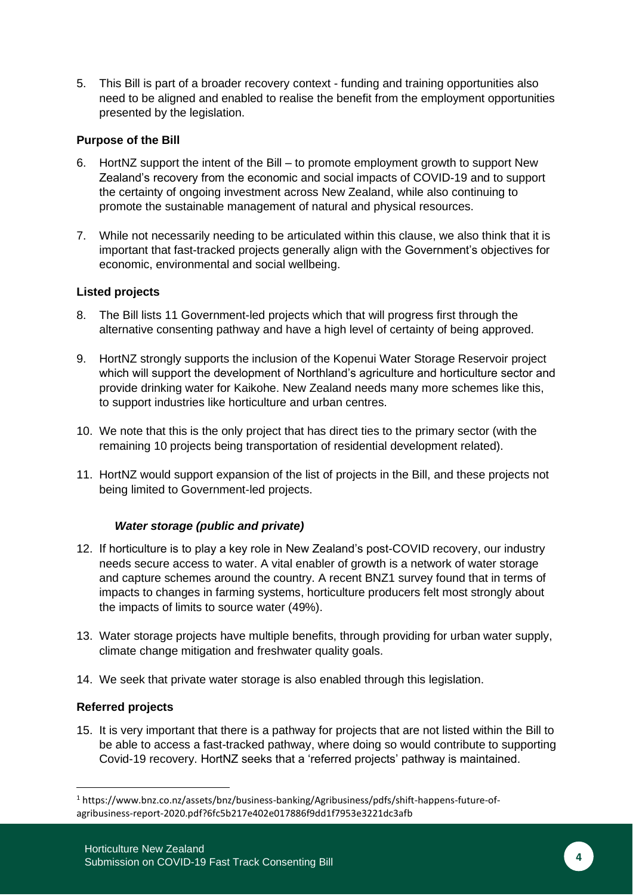5. This Bill is part of a broader recovery context - funding and training opportunities also need to be aligned and enabled to realise the benefit from the employment opportunities presented by the legislation.

### Purpose of the Bill

6. HortNZ support the intent of the Bill – to promote employment growth to support New Zealand's recovery from the economic and social impacts of COVID-19 and to support the certainty of ongoing investment across New Zealand, while also continuing to promote the sustainable management of natural and physical resources.

7. While not necessarily needing to be articulated within this clause, we also think that it is important that fast-tracked projects generally align with the Government's objectives for economic, environmental and social wellbeing.

### Listed projects

8. The Bill lists 11 Government-led projects which that will progress first through the alternative consenting pathway and have a high level of certainty of being approved.

9. HortNZ strongly supports the inclusion of the Kopenui Water Storage Reservoir project which will support the development of Northland's agriculture and horticulture sector and provide drinking water for Kaikohe. New Zealand needs many more schemes like this, to support industries like horticulture and urban centres.

10. We note that this is the only project that has direct ties to the primary sector (with the remaining 10 projects being transportation of residential development related).

11. HortNZ would support expansion of the list of projects in the Bill, and these projects not being limited to Government-led projects.

#### *Water storage (public and private)*

12. If horticulture is to play a key role in New Zealand's post-COVID recovery, our industry needs secure access to water. A vital enabler of growth is a network of water storage and capture schemes around the country. A recent BNZ[1] survey found that in terms of impacts to changes in farming systems, horticulture producers felt most strongly about the impacts of limits to source water (49%).

13. Water storage projects have multiple benefits, through providing for urban water supply, climate change mitigation and freshwater quality goals.

14. We seek that private water storage is also enabled through this legislation.

### Referred projects

15. It is very important that there is a pathway for projects that are not listed within the Bill to be able to access a fast-tracked pathway, where doing so would contribute to supporting Covid-19 recovery. HortNZ seeks that a 'referred projects' pathway is maintained.

---

[1] https://www.bnz.co.nz/assets/bnz/business-banking/Agribusiness/pdfs/shift-happens-future-of-agribusiness-report-2020.pdf?6fc5b217e402e017886f9dd1f7953e3221dc3afb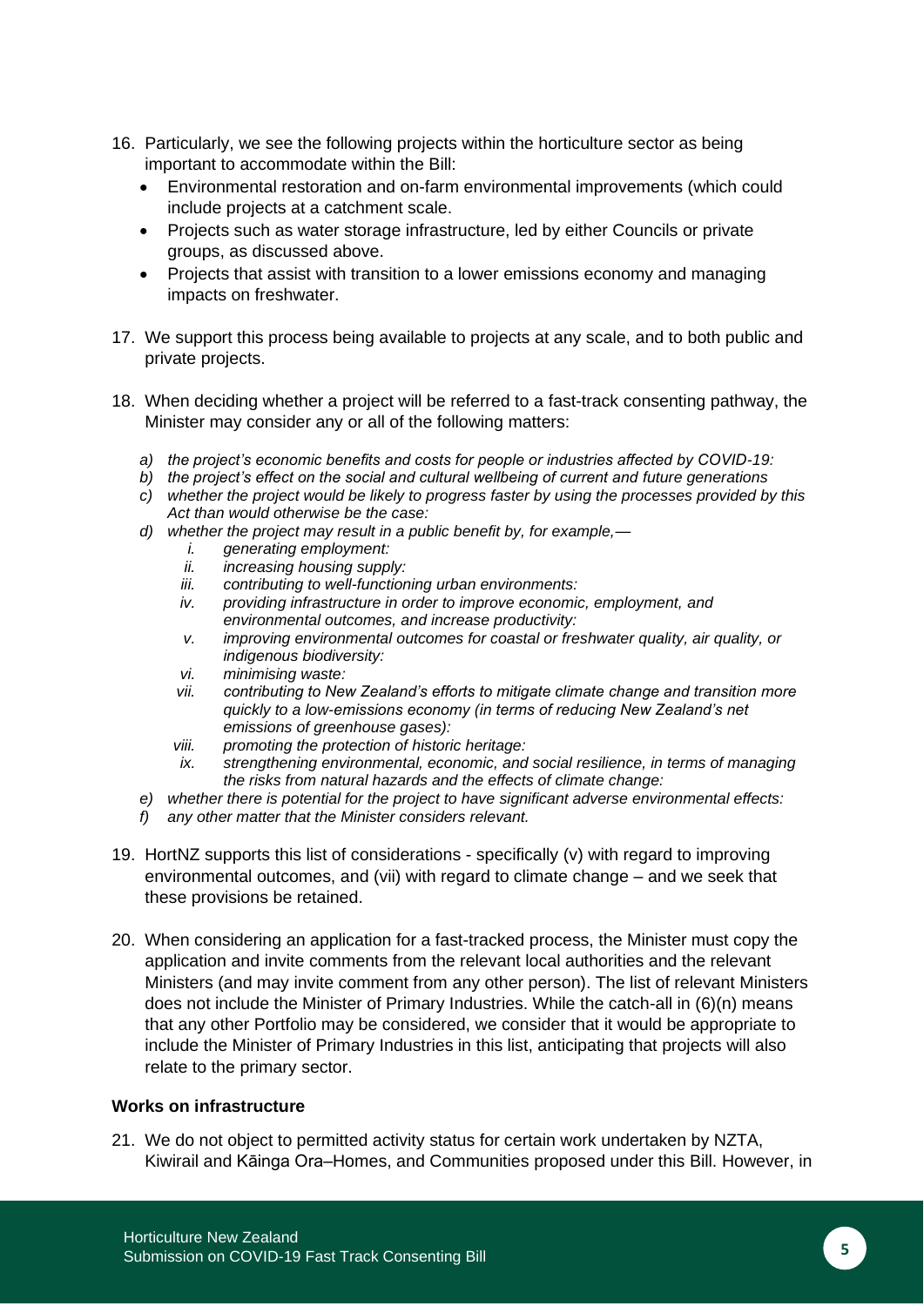16. Particularly, we see the following projects within the horticulture sector as being important to accommodate within the Bill:
    - Environmental restoration and on-farm environmental improvements (which could include projects at a catchment scale.
    - Projects such as water storage infrastructure, led by either Councils or private groups, as discussed above.
    - Projects that assist with transition to a lower emissions economy and managing impacts on freshwater.

17. We support this process being available to projects at any scale, and to both public and private projects.

18. When deciding whether a project will be referred to a fast-track consenting pathway, the Minister may consider any or all of the following matters:

    a) *the project's economic benefits and costs for people or industries affected by COVID-19:*
    b) *the project's effect on the social and cultural wellbeing of current and future generations*
    c) *whether the project would be likely to progress faster by using the processes provided by this Act than would otherwise be the case:*
    d) *whether the project may result in a public benefit by, for example,—*
        i. *generating employment:*
        ii. *increasing housing supply:*
        iii. *contributing to well-functioning urban environments:*
        iv. *providing infrastructure in order to improve economic, employment, and environmental outcomes, and increase productivity:*
        v. *improving environmental outcomes for coastal or freshwater quality, air quality, or indigenous biodiversity:*
        vi. *minimising waste:*
        vii. *contributing to New Zealand's efforts to mitigate climate change and transition more quickly to a low-emissions economy (in terms of reducing New Zealand's net emissions of greenhouse gases):*
        viii. *promoting the protection of historic heritage:*
        ix. *strengthening environmental, economic, and social resilience, in terms of managing the risks from natural hazards and the effects of climate change:*
    e) *whether there is potential for the project to have significant adverse environmental effects:*
    f) *any other matter that the Minister considers relevant.*

19. HortNZ supports this list of considerations - specifically (v) with regard to improving environmental outcomes, and (vii) with regard to climate change – and we seek that these provisions be retained.

20. When considering an application for a fast-tracked process, the Minister must copy the application and invite comments from the relevant local authorities and the relevant Ministers (and may invite comment from any other person). The list of relevant Ministers does not include the Minister of Primary Industries. While the catch-all in (6)(n) means that any other Portfolio may be considered, we consider that it would be appropriate to include the Minister of Primary Industries in this list, anticipating that projects will also relate to the primary sector.

**Works on infrastructure**

21. We do not object to permitted activity status for certain work undertaken by NZTA, Kiwirail and Kāinga Ora–Homes, and Communities proposed under this Bill. However, in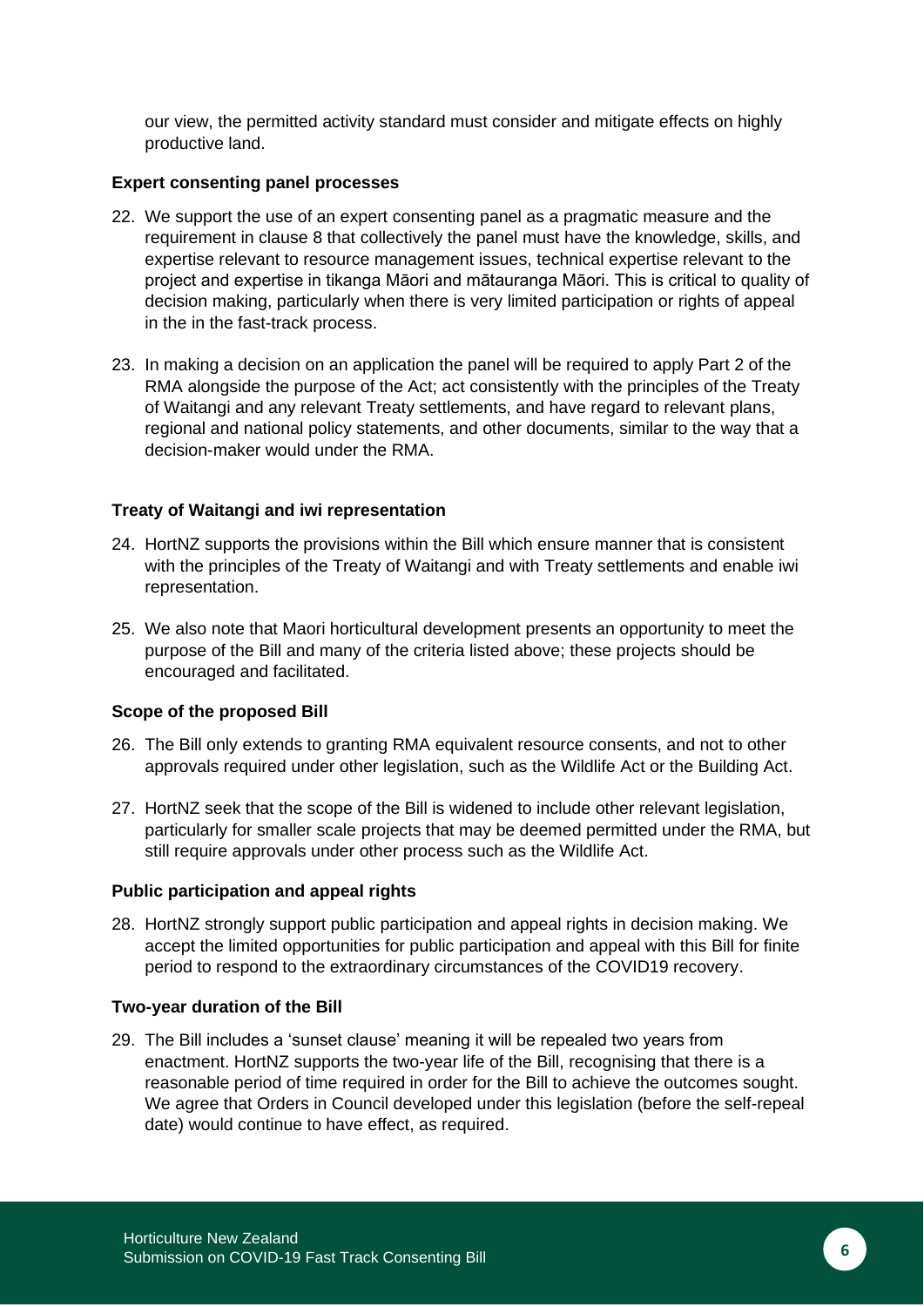our view, the permitted activity standard must consider and mitigate effects on highly productive land.

**Expert consenting panel processes**

22. We support the use of an expert consenting panel as a pragmatic measure and the requirement in clause 8 that collectively the panel must have the knowledge, skills, and expertise relevant to resource management issues, technical expertise relevant to the project and expertise in tikanga Māori and mātauranga Māori. This is critical to quality of decision making, particularly when there is very limited participation or rights of appeal in the in the fast-track process.

23. In making a decision on an application the panel will be required to apply Part 2 of the RMA alongside the purpose of the Act; act consistently with the principles of the Treaty of Waitangi and any relevant Treaty settlements, and have regard to relevant plans, regional and national policy statements, and other documents, similar to the way that a decision-maker would under the RMA.

**Treaty of Waitangi and iwi representation**

24. HortNZ supports the provisions within the Bill which ensure manner that is consistent with the principles of the Treaty of Waitangi and with Treaty settlements and enable iwi representation.

25. We also note that Maori horticultural development presents an opportunity to meet the purpose of the Bill and many of the criteria listed above; these projects should be encouraged and facilitated.

**Scope of the proposed Bill**

26. The Bill only extends to granting RMA equivalent resource consents, and not to other approvals required under other legislation, such as the Wildlife Act or the Building Act.

27. HortNZ seek that the scope of the Bill is widened to include other relevant legislation, particularly for smaller scale projects that may be deemed permitted under the RMA, but still require approvals under other process such as the Wildlife Act.

**Public participation and appeal rights**

28. HortNZ strongly support public participation and appeal rights in decision making. We accept the limited opportunities for public participation and appeal with this Bill for finite period to respond to the extraordinary circumstances of the COVID19 recovery.

**Two-year duration of the Bill**

29. The Bill includes a 'sunset clause' meaning it will be repealed two years from enactment. HortNZ supports the two-year life of the Bill, recognising that there is a reasonable period of time required in order for the Bill to achieve the outcomes sought. We agree that Orders in Council developed under this legislation (before the self-repeal date) would continue to have effect, as required.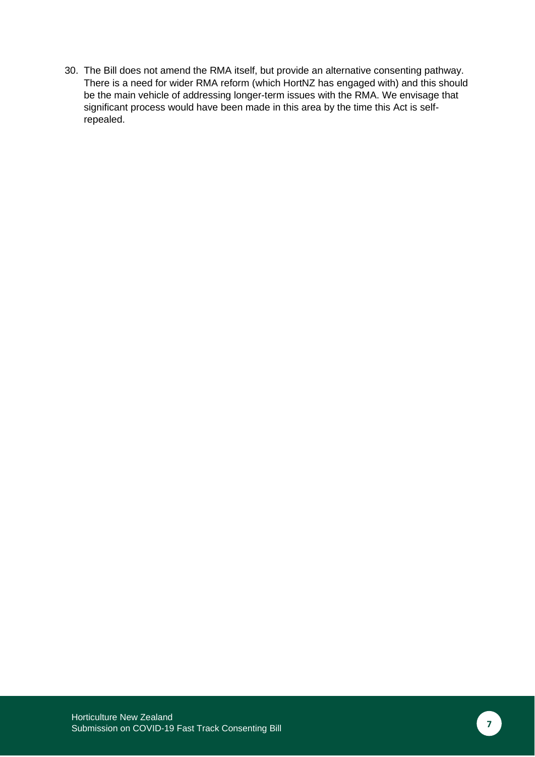30. The Bill does not amend the RMA itself, but provide an alternative consenting pathway. There is a need for wider RMA reform (which HortNZ has engaged with) and this should be the main vehicle of addressing longer-term issues with the RMA. We envisage that significant process would have been made in this area by the time this Act is self-repealed.